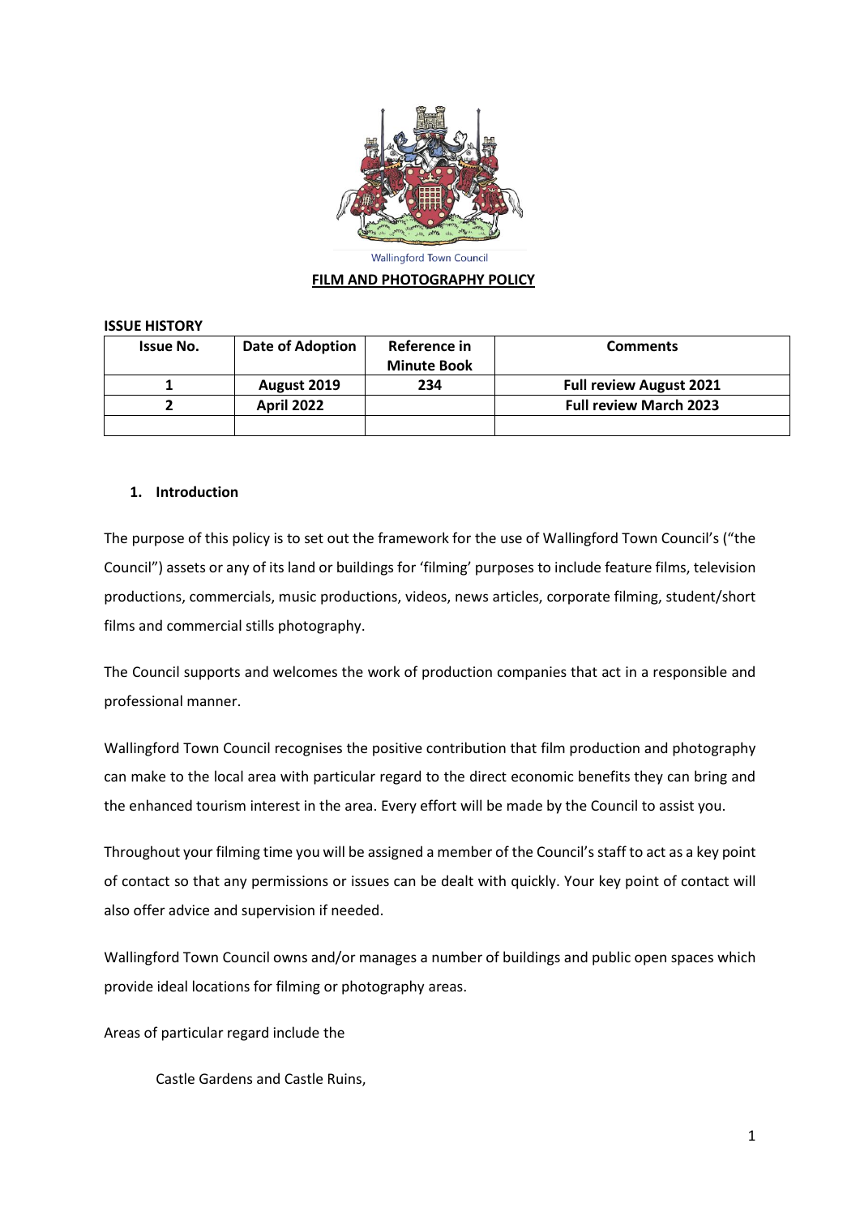Wallingford Town Council

**FILM AND PHOTOGRAPHY POLICY**

**ISSUE HISTORY**

| Issue No. | Date of Adoption | Reference in Minute Book | Comments |
|---|---|---|---|
| 1 | August 2019 | 234 | Full review August 2021 |
| 2 | April 2022 | | Full review March 2023 |
| | | | |

## 1. Introduction

The purpose of this policy is to set out the framework for the use of Wallingford Town Council's ("the Council") assets or any of its land or buildings for 'filming' purposes to include feature films, television productions, commercials, music productions, videos, news articles, corporate filming, student/short films and commercial stills photography.

The Council supports and welcomes the work of production companies that act in a responsible and professional manner.

Wallingford Town Council recognises the positive contribution that film production and photography can make to the local area with particular regard to the direct economic benefits they can bring and the enhanced tourism interest in the area. Every effort will be made by the Council to assist you.

Throughout your filming time you will be assigned a member of the Council's staff to act as a key point of contact so that any permissions or issues can be dealt with quickly. Your key point of contact will also offer advice and supervision if needed.

Wallingford Town Council owns and/or manages a number of buildings and public open spaces which provide ideal locations for filming or photography areas.

Areas of particular regard include the

Castle Gardens and Castle Ruins,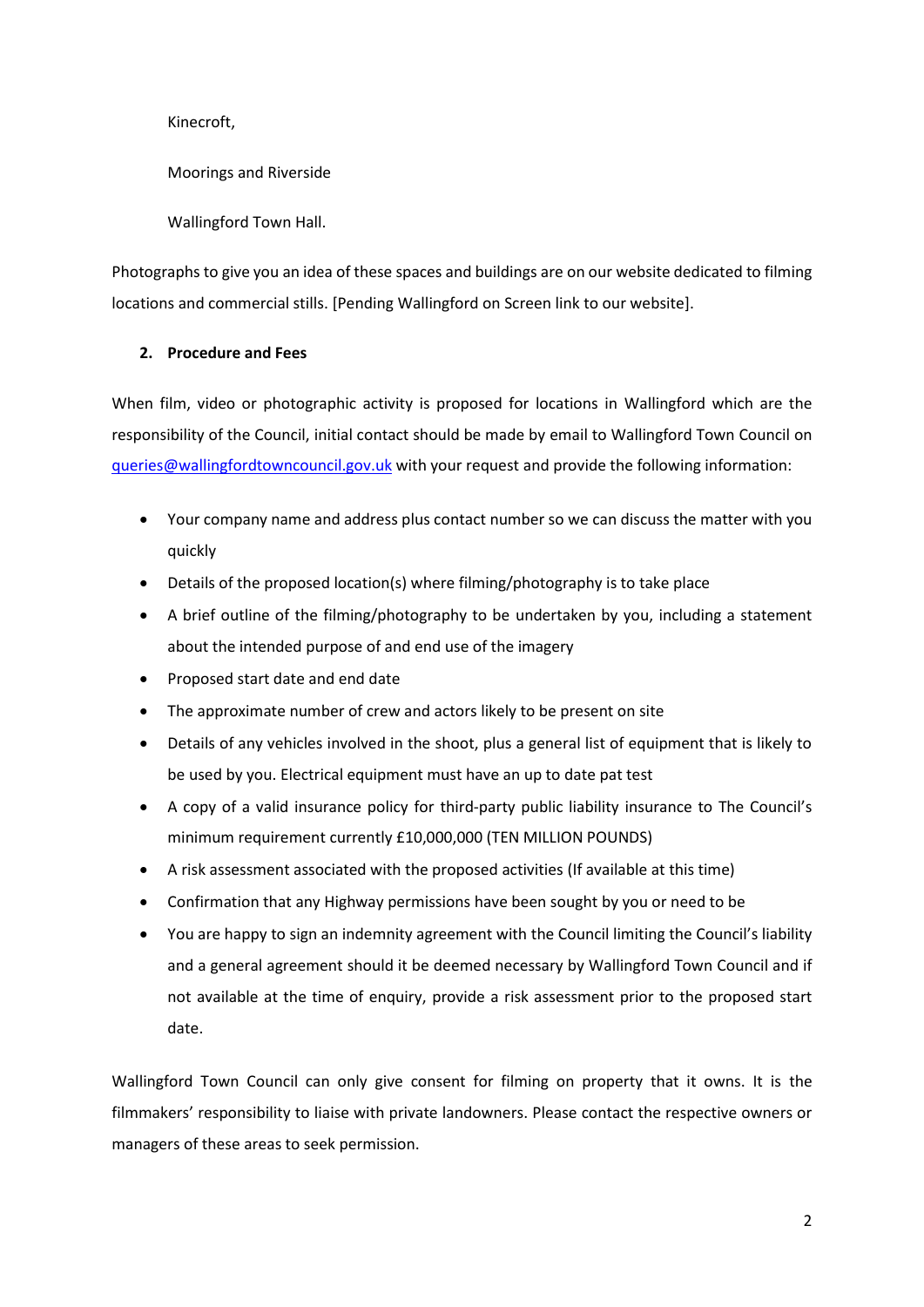Kinecroft,

Moorings and Riverside

Wallingford Town Hall.

Photographs to give you an idea of these spaces and buildings are on our website dedicated to filming locations and commercial stills. [Pending Wallingford on Screen link to our website].

## 2. Procedure and Fees

When film, video or photographic activity is proposed for locations in Wallingford which are the responsibility of the Council, initial contact should be made by email to Wallingford Town Council on [queries@wallingfordtowncouncil.gov.uk](mailto:queries@wallingfordtowncouncil.gov.uk) with your request and provide the following information:

- Your company name and address plus contact number so we can discuss the matter with you quickly
- Details of the proposed location(s) where filming/photography is to take place
- A brief outline of the filming/photography to be undertaken by you, including a statement about the intended purpose of and end use of the imagery
- Proposed start date and end date
- The approximate number of crew and actors likely to be present on site
- Details of any vehicles involved in the shoot, plus a general list of equipment that is likely to be used by you. Electrical equipment must have an up to date pat test
- A copy of a valid insurance policy for third-party public liability insurance to The Council's minimum requirement currently £10,000,000 (TEN MILLION POUNDS)
- A risk assessment associated with the proposed activities (If available at this time)
- Confirmation that any Highway permissions have been sought by you or need to be
- You are happy to sign an indemnity agreement with the Council limiting the Council's liability and a general agreement should it be deemed necessary by Wallingford Town Council and if not available at the time of enquiry, provide a risk assessment prior to the proposed start date.

Wallingford Town Council can only give consent for filming on property that it owns. It is the filmmakers' responsibility to liaise with private landowners. Please contact the respective owners or managers of these areas to seek permission.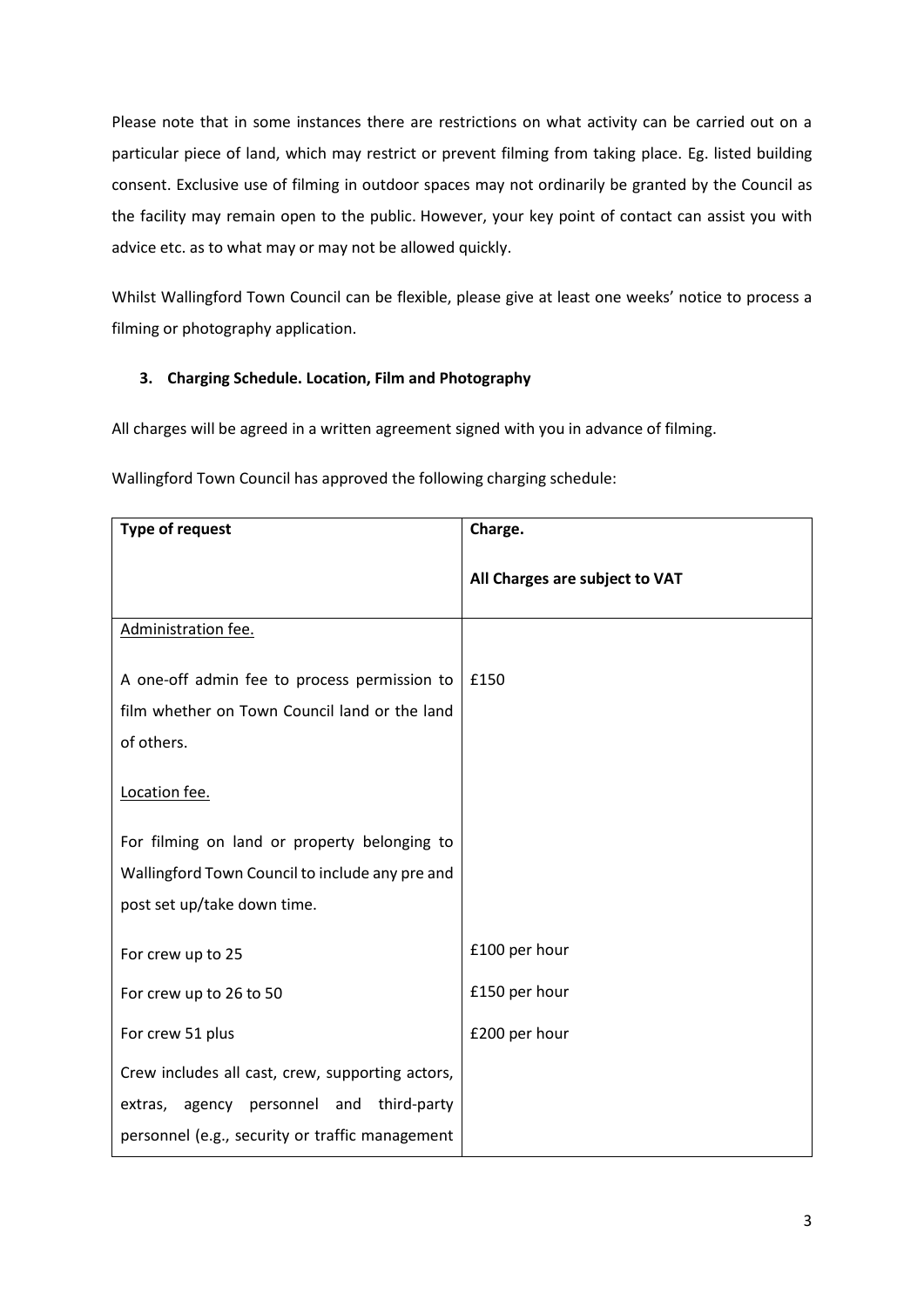Please note that in some instances there are restrictions on what activity can be carried out on a particular piece of land, which may restrict or prevent filming from taking place. Eg. listed building consent. Exclusive use of filming in outdoor spaces may not ordinarily be granted by the Council as the facility may remain open to the public. However, your key point of contact can assist you with advice etc. as to what may or may not be allowed quickly.

Whilst Wallingford Town Council can be flexible, please give at least one weeks' notice to process a filming or photography application.

### 3. Charging Schedule. Location, Film and Photography

All charges will be agreed in a written agreement signed with you in advance of filming.

Wallingford Town Council has approved the following charging schedule:

| **Type of request** | **Charge.**<br><br>**All Charges are subject to VAT** |
|---|---|
| <u>Administration fee.</u><br><br>A one-off admin fee to process permission to film whether on Town Council land or the land of others. | £150 |
| <u>Location fee.</u><br><br>For filming on land or property belonging to Wallingford Town Council to include any pre and post set up/take down time. | |
| For crew up to 25 | £100 per hour |
| For crew up to 26 to 50 | £150 per hour |
| For crew 51 plus | £200 per hour |
| Crew includes all cast, crew, supporting actors, extras, agency personnel and third-party personnel (e.g., security or traffic management | |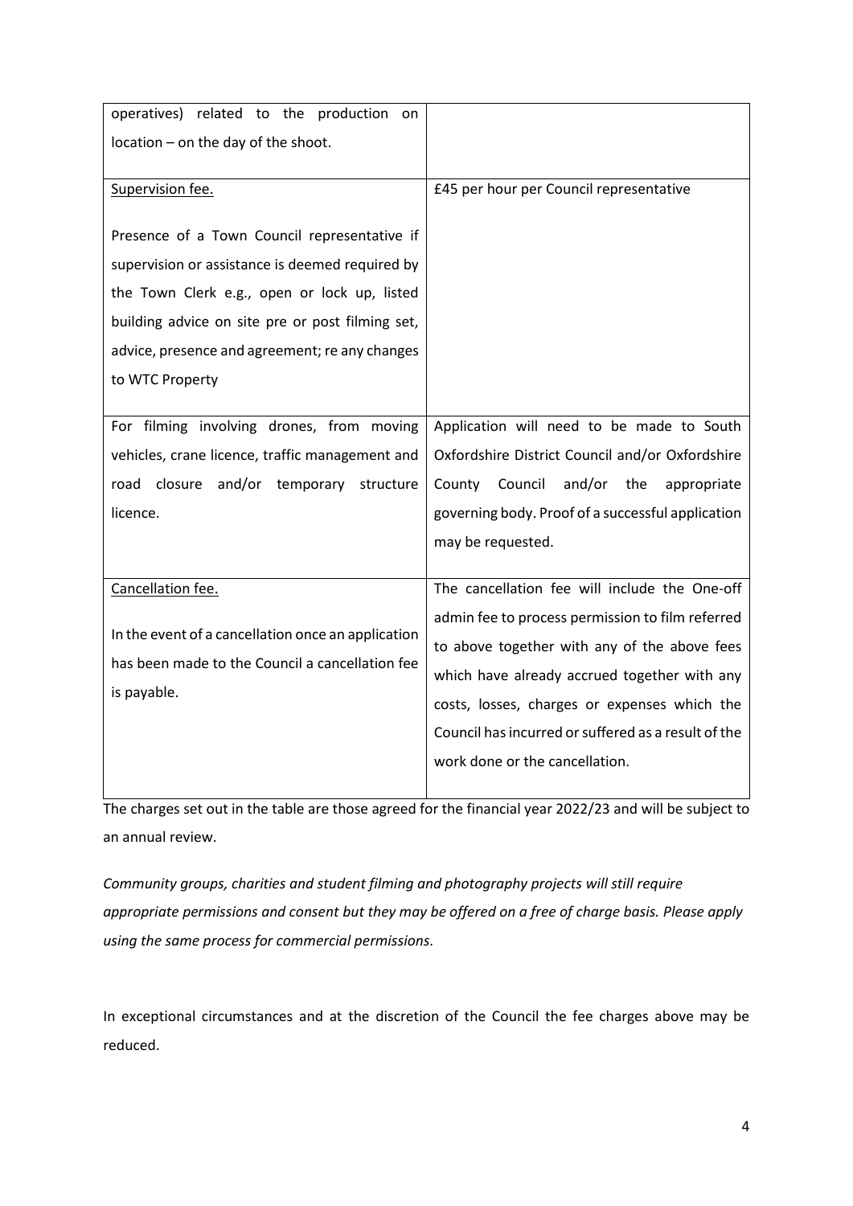| | |
|---|---|
| operatives) related to the production on location – on the day of the shoot. | |
| <u>Supervision fee.</u><br><br>Presence of a Town Council representative if supervision or assistance is deemed required by the Town Clerk e.g., open or lock up, listed building advice on site pre or post filming set, advice, presence and agreement; re any changes to WTC Property | £45 per hour per Council representative |
| For filming involving drones, from moving vehicles, crane licence, traffic management and road closure and/or temporary structure licence. | Application will need to be made to South Oxfordshire District Council and/or Oxfordshire County Council and/or the appropriate governing body. Proof of a successful application may be requested. |
| <u>Cancellation fee.</u><br><br>In the event of a cancellation once an application has been made to the Council a cancellation fee is payable. | The cancellation fee will include the One-off admin fee to process permission to film referred to above together with any of the above fees which have already accrued together with any costs, losses, charges or expenses which the Council has incurred or suffered as a result of the work done or the cancellation. |

The charges set out in the table are those agreed for the financial year 2022/23 and will be subject to an annual review.

*Community groups, charities and student filming and photography projects will still require appropriate permissions and consent but they may be offered on a free of charge basis. Please apply using the same process for commercial permissions.*

In exceptional circumstances and at the discretion of the Council the fee charges above may be reduced.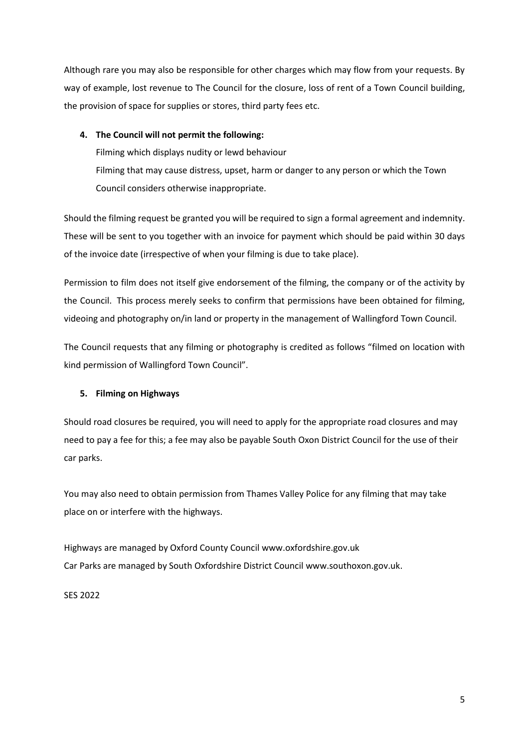Although rare you may also be responsible for other charges which may flow from your requests. By way of example, lost revenue to The Council for the closure, loss of rent of a Town Council building, the provision of space for supplies or stores, third party fees etc.

4. **The Council will not permit the following:**

   Filming which displays nudity or lewd behaviour

   Filming that may cause distress, upset, harm or danger to any person or which the Town Council considers otherwise inappropriate.

Should the filming request be granted you will be required to sign a formal agreement and indemnity. These will be sent to you together with an invoice for payment which should be paid within 30 days of the invoice date (irrespective of when your filming is due to take place).

Permission to film does not itself give endorsement of the filming, the company or of the activity by the Council. This process merely seeks to confirm that permissions have been obtained for filming, videoing and photography on/in land or property in the management of Wallingford Town Council.

The Council requests that any filming or photography is credited as follows "filmed on location with kind permission of Wallingford Town Council".

5. **Filming on Highways**

Should road closures be required, you will need to apply for the appropriate road closures and may need to pay a fee for this; a fee may also be payable South Oxon District Council for the use of their car parks.

You may also need to obtain permission from Thames Valley Police for any filming that may take place on or interfere with the highways.

Highways are managed by Oxford County Council www.oxfordshire.gov.uk
Car Parks are managed by South Oxfordshire District Council www.southoxon.gov.uk.

SES 2022